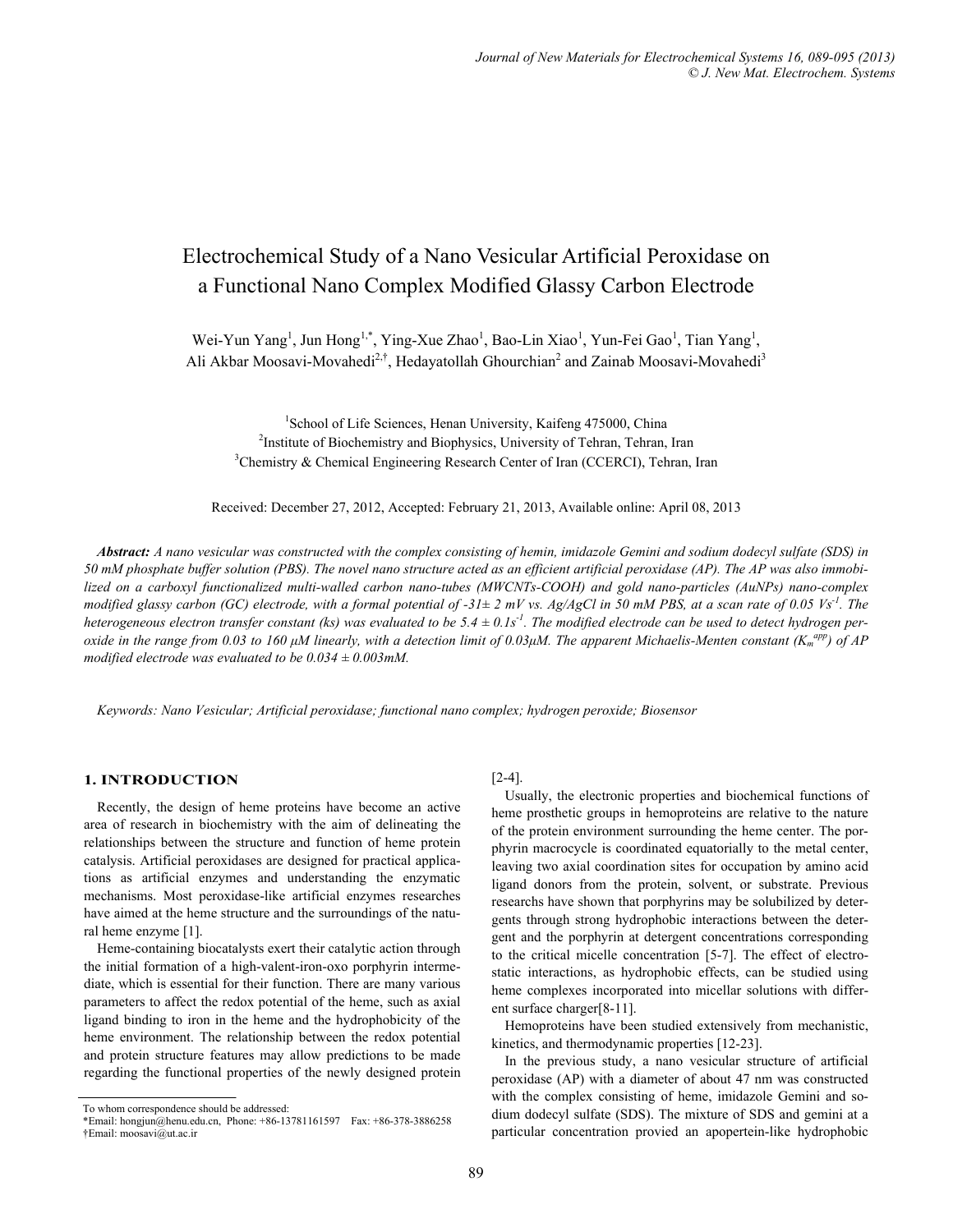# Electrochemical Study of a Nano Vesicular Artificial Peroxidase on a Functional Nano Complex Modified Glassy Carbon Electrode

Wei-Yun Yang[1], Jun Hong[1,*], Ying-Xue Zhao[1], Bao-Lin Xiao[1], Yun-Fei Gao[1], Tian Yang[1], Ali Akbar Moosavi-Movahedi[2,†], Hedayatollah Ghourchian[2] and Zainab Moosavi-Movahedi[3]

[1]School of Life Sciences, Henan University, Kaifeng 475000, China
[2]Institute of Biochemistry and Biophysics, University of Tehran, Tehran, Iran
[3]Chemistry & Chemical Engineering Research Center of Iran (CCERCI), Tehran, Iran

Received: December 27, 2012, Accepted: February 21, 2013, Available online: April 08, 2013

***Abstract:*** *A nano vesicular was constructed with the complex consisting of hemin, imidazole Gemini and sodium dodecyl sulfate (SDS) in 50 mM phosphate buffer solution (PBS). The novel nano structure acted as an efficient artificial peroxidase (AP). The AP was also immobilized on a carboxyl functionalized multi-walled carbon nano-tubes (MWCNTs-COOH) and gold nano-particles (AuNPs) nano-complex modified glassy carbon (GC) electrode, with a formal potential of -31± 2 mV vs. Ag/AgCl in 50 mM PBS, at a scan rate of 0.05 $Vs^{-1}$. The heterogeneous electron transfer constant ($k_s$) was evaluated to be 5.4 ± 0.1$s^{-1}$. The modified electrode can be used to detect hydrogen peroxide in the range from 0.03 to 160 μM linearly, with a detection limit of 0.03μM. The apparent Michaelis-Menten constant ($K_m^{app}$) of AP modified electrode was evaluated to be 0.034 ± 0.003mM.*

*Keywords: Nano Vesicular; Artificial peroxidase; functional nano complex; hydrogen peroxide; Biosensor*

## 1. INTRODUCTION

Recently, the design of heme proteins have become an active area of research in biochemistry with the aim of delineating the relationships between the structure and function of heme protein catalysis. Artificial peroxidases are designed for practical applications as artificial enzymes and understanding the enzymatic mechanisms. Most peroxidase-like artificial enzymes researches have aimed at the heme structure and the surroundings of the natural heme enzyme [1].

Heme-containing biocatalysts exert their catalytic action through the initial formation of a high-valent-iron-oxo porphyrin intermediate, which is essential for their function. There are many various parameters to affect the redox potential of the heme, such as axial ligand binding to iron in the heme and the hydrophobicity of the heme environment. The relationship between the redox potential and protein structure features may allow predictions to be made regarding the functional properties of the newly designed protein [2-4].

Usually, the electronic properties and biochemical functions of heme prosthetic groups in hemoproteins are relative to the nature of the protein environment surrounding the heme center. The porphyrin macrocycle is coordinated equatorially to the metal center, leaving two axial coordination sites for occupation by amino acid ligand donors from the protein, solvent, or substrate. Previous researchs have shown that porphyrins may be solubilized by detergents through strong hydrophobic interactions between the detergent and the porphyrin at detergent concentrations corresponding to the critical micelle concentration [5-7]. The effect of electrostatic interactions, as hydrophobic effects, can be studied using heme complexes incorporated into micellar solutions with different surface charger[8-11].

Hemoproteins have been studied extensively from mechanistic, kinetics, and thermodynamic properties [12-23].

In the previous study, a nano vesicular structure of artificial peroxidase (AP) with a diameter of about 47 nm was constructed with the complex consisting of heme, imidazole Gemini and sodium dodecyl sulfate (SDS). The mixture of SDS and gemini at a particular concentration provied an apopertein-like hydrophobic

To whom correspondence should be addressed:
*Email: hongjun@henu.edu.cn, Phone: +86-13781161597 Fax: +86-378-3886258
†Email: moosavi@ut.ac.ir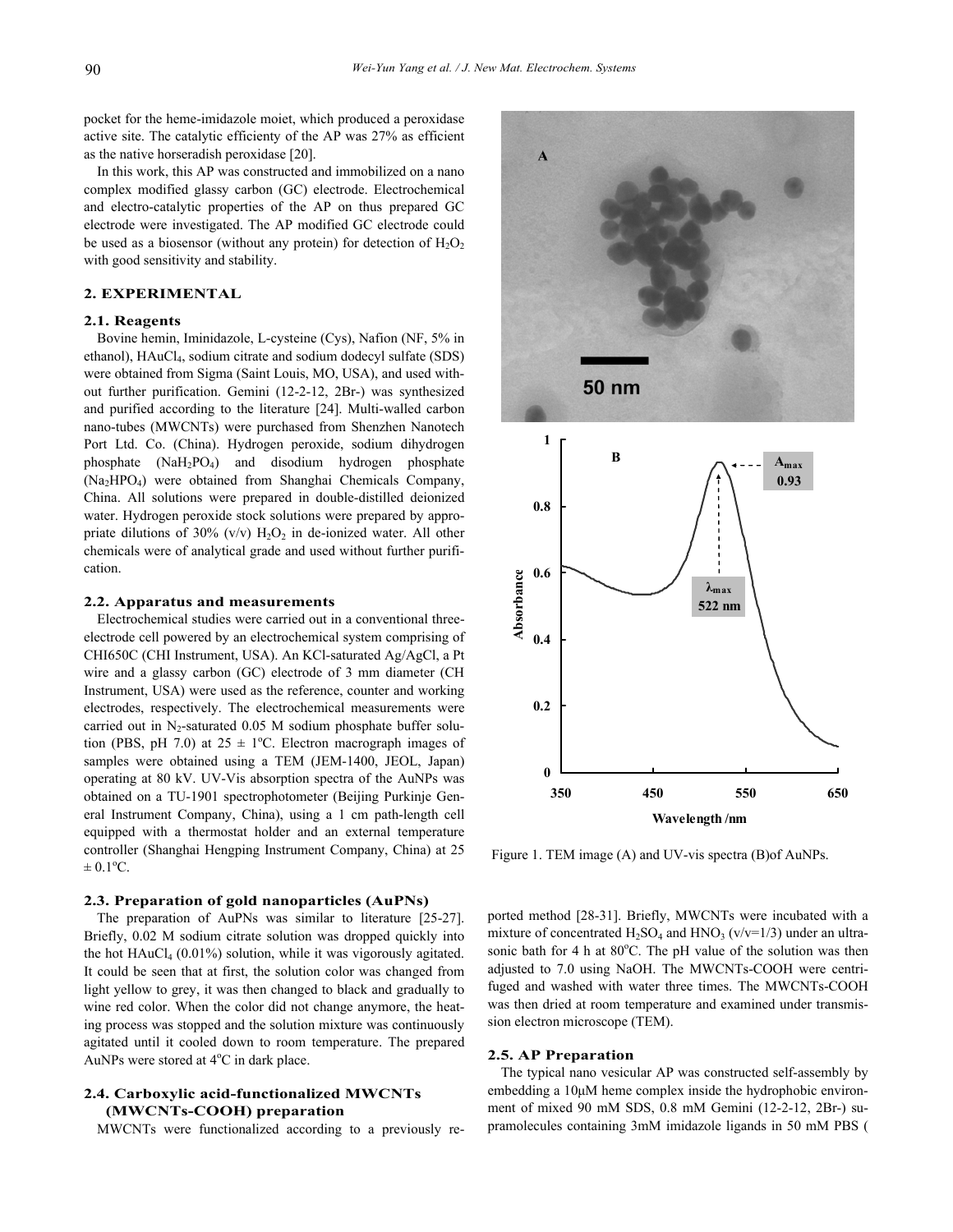pocket for the heme-imidazole moiet, which produced a peroxidase active site. The catalytic efficiency of the AP was 27% as efficient as the native horseradish peroxidase [20].

In this work, this AP was constructed and immobilized on a nano complex modified glassy carbon (GC) electrode. Electrochemical and electro-catalytic properties of the AP on thus prepared GC electrode were investigated. The AP modified GC electrode could be used as a biosensor (without any protein) for detection of $H_2O_2$ with good sensitivity and stability.

## 2. EXPERIMENTAL

### 2.1. Reagents

Bovine hemin, Iminidazole, L-cysteine (Cys), Nafion (NF, 5% in ethanol), $HAuCl_4$, sodium citrate and sodium dodecyl sulfate (SDS) were obtained from Sigma (Saint Louis, MO, USA), and used without further purification. Gemini (12-2-12, 2Br-) was synthesized and purified according to the literature [24]. Multi-walled carbon nano-tubes (MWCNTs) were purchased from Shenzhen Nanotech Port Ltd. Co. (China). Hydrogen peroxide, sodium dihydrogen phosphate ($NaH_2PO_4$) and disodium hydrogen phosphate ($Na_2HPO_4$) were obtained from Shanghai Chemicals Company, China. All solutions were prepared in double-distilled deionized water. Hydrogen peroxide stock solutions were prepared by appropriate dilutions of 30% (v/v) $H_2O_2$ in de-ionized water. All other chemicals were of analytical grade and used without further purification.

### 2.2. Apparatus and measurements

Electrochemical studies were carried out in a conventional three-electrode cell powered by an electrochemical system comprising of CHI650C (CHI Instrument, USA). An KCl-saturated Ag/AgCl, a Pt wire and a glassy carbon (GC) electrode of 3 mm diameter (CH Instrument, USA) were used as the reference, counter and working electrodes, respectively. The electrochemical measurements were carried out in $N_2$-saturated 0.05 M sodium phosphate buffer solution (PBS, pH 7.0) at 25 ± 1°C. Electron macrograph images of samples were obtained using a TEM (JEM-1400, JEOL, Japan) operating at 80 kV. UV-Vis absorption spectra of the AuNPs was obtained on a TU-1901 spectrophotometer (Beijing Purkinje General Instrument Company, China), using a 1 cm path-length cell equipped with a thermostat holder and an external temperature controller (Shanghai Hengping Instrument Company, China) at 25 ± 0.1°C.

### 2.3. Preparation of gold nanoparticles (AuPNs)

The preparation of AuPNs was similar to literature [25-27]. Briefly, 0.02 M sodium citrate solution was dropped quickly into the hot $HAuCl_4$ (0.01%) solution, while it was vigorously agitated. It could be seen that at first, the solution color was changed from light yellow to grey, it was then changed to black and gradually to wine red color. When the color did not change anymore, the heating process was stopped and the solution mixture was continuously agitated until it cooled down to room temperature. The prepared AuNPs were stored at 4°C in dark place.

### 2.4. Carboxylic acid-functionalized MWCNTs (MWCNTs-COOH) preparation

MWCNTs were functionalized according to a previously reported method [28-31]. Briefly, MWCNTs were incubated with a mixture of concentrated $H_2SO_4$ and $HNO_3$ (v/v=1/3) under an ultrasonic bath for 4 h at 80°C. The pH value of the solution was then adjusted to 7.0 using NaOH. The MWCNTs-COOH were centrifuged and washed with water three times. The MWCNTs-COOH was then dried at room temperature and examined under transmission electron microscope (TEM).

Figure 1. TEM image (A) and UV-vis spectra (B)of AuNPs.

### 2.5. AP Preparation

The typical nano vesicular AP was constructed self-assembly by embedding a 10μM heme complex inside the hydrophobic environment of mixed 90 mM SDS, 0.8 mM Gemini (12-2-12, 2Br-) supramolecules containing 3mM imidazole ligands in 50 mM PBS (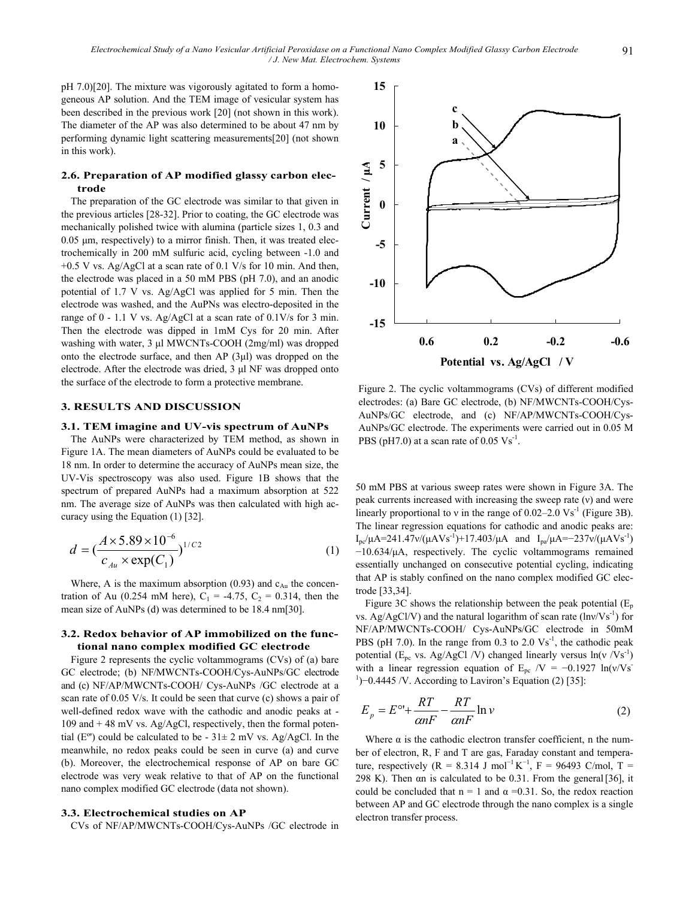pH 7.0)[20]. The mixture was vigorously agitated to form a homogeneous AP solution. And the TEM image of vesicular system has been described in the previous work [20] (not shown in this work). The diameter of the AP was also determined to be about 47 nm by performing dynamic light scattering measurements[20] (not shown in this work).

### 2.6. Preparation of AP modified glassy carbon electrode

The preparation of the GC electrode was similar to that given in the previous articles [28-32]. Prior to coating, the GC electrode was mechanically polished twice with alumina (particle sizes 1, 0.3 and 0.05 μm, respectively) to a mirror finish. Then, it was treated electrochemically in 200 mM sulfuric acid, cycling between -1.0 and +0.5 V vs. Ag/AgCl at a scan rate of 0.1 V/s for 10 min. And then, the electrode was placed in a 50 mM PBS (pH 7.0), and an anodic potential of 1.7 V vs. Ag/AgCl was applied for 5 min. Then the electrode was washed, and the AuPNs was electro-deposited in the range of 0 - 1.1 V vs. Ag/AgCl at a scan rate of 0.1V/s for 3 min. Then the electrode was dipped in 1mM Cys for 20 min. After washing with water, 3 μl MWCNTs-COOH (2mg/ml) was dropped onto the electrode surface, and then AP (3μl) was dropped on the electrode. After the electrode was dried, 3 μl NF was dropped onto the surface of the electrode to form a protective membrane.

## 3. RESULTS AND DISCUSSION

### 3.1. TEM imagine and UV-vis spectrum of AuNPs

The AuNPs were characterized by TEM method, as shown in Figure 1A. The mean diameters of AuNPs could be evaluated to be 18 nm. In order to determine the accuracy of AuNPs mean size, the UV-Vis spectroscopy was also used. Figure 1B shows that the spectrum of prepared AuNPs had a maximum absorption at 522 nm. The average size of AuNPs was then calculated with high accuracy using the Equation (1) [32].

$$d = \left(\frac{A \times 5.89 \times 10^{-6}}{c_{Au} \times \exp(C_1)}\right)^{1/C2} \tag{1}$$

Where, A is the maximum absorption (0.93) and $c_{Au}$ the concentration of Au (0.254 mM here), $C_1$ = -4.75, $C_2$ = 0.314, then the mean size of AuNPs (d) was determined to be 18.4 nm[30].

### 3.2. Redox behavior of AP immobilized on the functional nano complex modified GC electrode

Figure 2 represents the cyclic voltammograms (CVs) of (a) bare GC electrode; (b) NF/MWCNTs-COOH/Cys-AuNPs/GC electrode and (c) NF/AP/MWCNTs-COOH/ Cys-AuNPs /GC electrode at a scan rate of 0.05 V/s. It could be seen that curve (c) shows a pair of well-defined redox wave with the cathodic and anodic peaks at -109 and + 48 mV vs. Ag/AgCl, respectively, then the formal potential ($E^{o\prime}$) could be calculated to be - 31± 2 mV vs. Ag/AgCl. In the meanwhile, no redox peaks could be seen in curve (a) and curve (b). Moreover, the electrochemical response of AP on bare GC electrode was very weak relative to that of AP on the functional nano complex modified GC electrode (data not shown).

### 3.3. Electrochemical studies on AP

CVs of NF/AP/MWCNTs-COOH/Cys-AuNPs /GC electrode in 50 mM PBS at various sweep rates were shown in Figure 3A. The peak currents increased with increasing the sweep rate (ν) and were linearly proportional to ν in the range of 0.02–2.0 $Vs^{-1}$ (Figure 3B). The linear regression equations for cathodic and anodic peaks are: $I_{pc}$/μA=241.47ν/(μA$Vs^{-1}$)+17.403/μA and $I_{pa}$/μA=−237ν/(μA$Vs^{-1}$) −10.634/μA, respectively. The cyclic voltammograms remained essentially unchanged on consecutive potential cycling, indicating that AP is stably confined on the nano complex modified GC electrode [33,34].

Figure 3C shows the relationship between the peak potential ($E_p$ vs. Ag/AgCl/V) and the natural logarithm of scan rate (lnν/$Vs^{-1}$) for NF/AP/MWCNTs-COOH/ Cys-AuNPs/GC electrode in 50mM PBS (pH 7.0). In the range from 0.3 to 2.0 $Vs^{-1}$, the cathodic peak potential ($E_{pc}$ vs. Ag/AgCl /V) changed linearly versus ln(ν /$Vs^{-1}$) with a linear regression equation of $E_{pc}$ /V = −0.1927 ln(ν/$Vs^{-1}$)−0.4445 /V. According to Laviron's Equation (2) [35]:

$$E_p = E^{o\prime} + \frac{RT}{\alpha nF} - \frac{RT}{\alpha nF}\ln \nu \tag{2}$$

Where α is the cathodic electron transfer coefficient, n the number of electron, R, F and T are gas, Faraday constant and temperature, respectively (R = 8.314 J $mol^{-1}$ $K^{-1}$, F = 96493 C/mol, T = 298 K). Then αn is calculated to be 0.31. From the general [36], it could be concluded that n = 1 and α =0.31. So, the redox reaction between AP and GC electrode through the nano complex is a single electron transfer process.

Figure 2. The cyclic voltammograms (CVs) of different modified electrodes: (a) Bare GC electrode, (b) NF/MWCNTs-COOH/Cys-AuNPs/GC electrode, and (c) NF/AP/MWCNTs-COOH/Cys-AuNPs/GC electrode. The experiments were carried out in 0.05 M PBS (pH7.0) at a scan rate of 0.05 $Vs^{-1}$.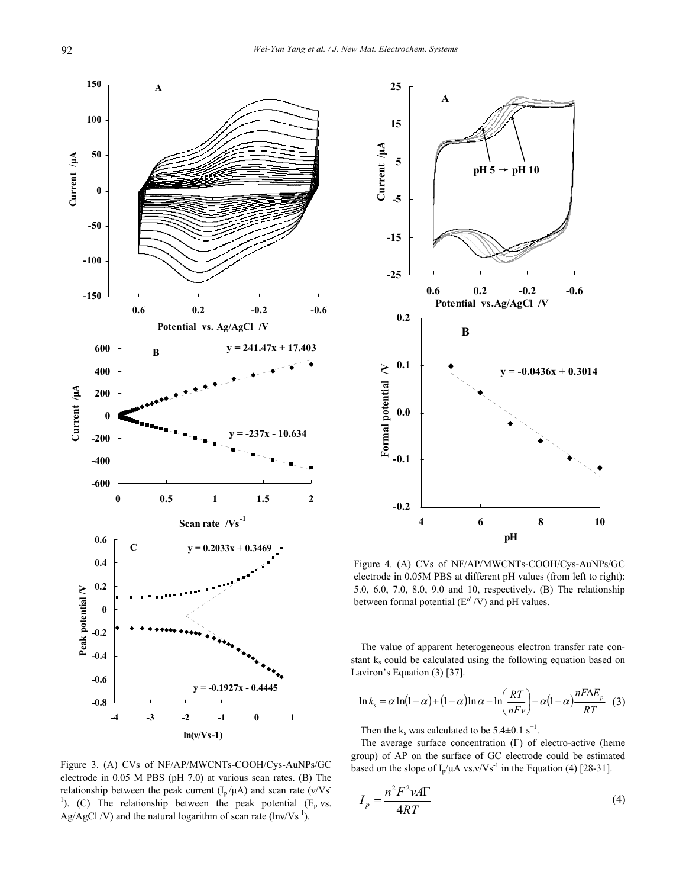Figure 3. (A) CVs of NF/AP/MWCNTs-COOH/Cys-AuNPs/GC electrode in 0.05 M PBS (pH 7.0) at various scan rates. (B) The relationship between the peak current ($I_p$/μA) and scan rate ($v$/Vs$^{-1}$). (C) The relationship between the peak potential ($E_p$ vs. Ag/AgCl /V) and the natural logarithm of scan rate ($\ln v$/Vs$^{-1}$).

Figure 4. (A) CVs of NF/AP/MWCNTs-COOH/Cys-AuNPs/GC electrode in 0.05M PBS at different pH values (from left to right): 5.0, 6.0, 7.0, 8.0, 9.0 and 10, respectively. (B) The relationship between formal potential ($E^{o'}$ /V) and pH values.

The value of apparent heterogeneous electron transfer rate constant $k_s$ could be calculated using the following equation based on Laviron's Equation (3) [37].

$$\ln k_s = \alpha \ln(1-\alpha) + (1-\alpha)\ln\alpha - \ln\left(\frac{RT}{nFv}\right) - \alpha(1-\alpha)\frac{nF\Delta E_p}{RT} \quad (3)$$

Then the $k_s$ was calculated to be $5.4 \pm 0.1\ \mathrm{s}^{-1}$.

The average surface concentration ($\Gamma$) of electro-active (heme group) of AP on the surface of GC electrode could be estimated based on the slope of $I_p$/μA vs. $v$/Vs$^{-1}$ in the Equation (4) [28-31].

$$I_p = \frac{n^2 F^2 v A \Gamma}{4RT} \quad (4)$$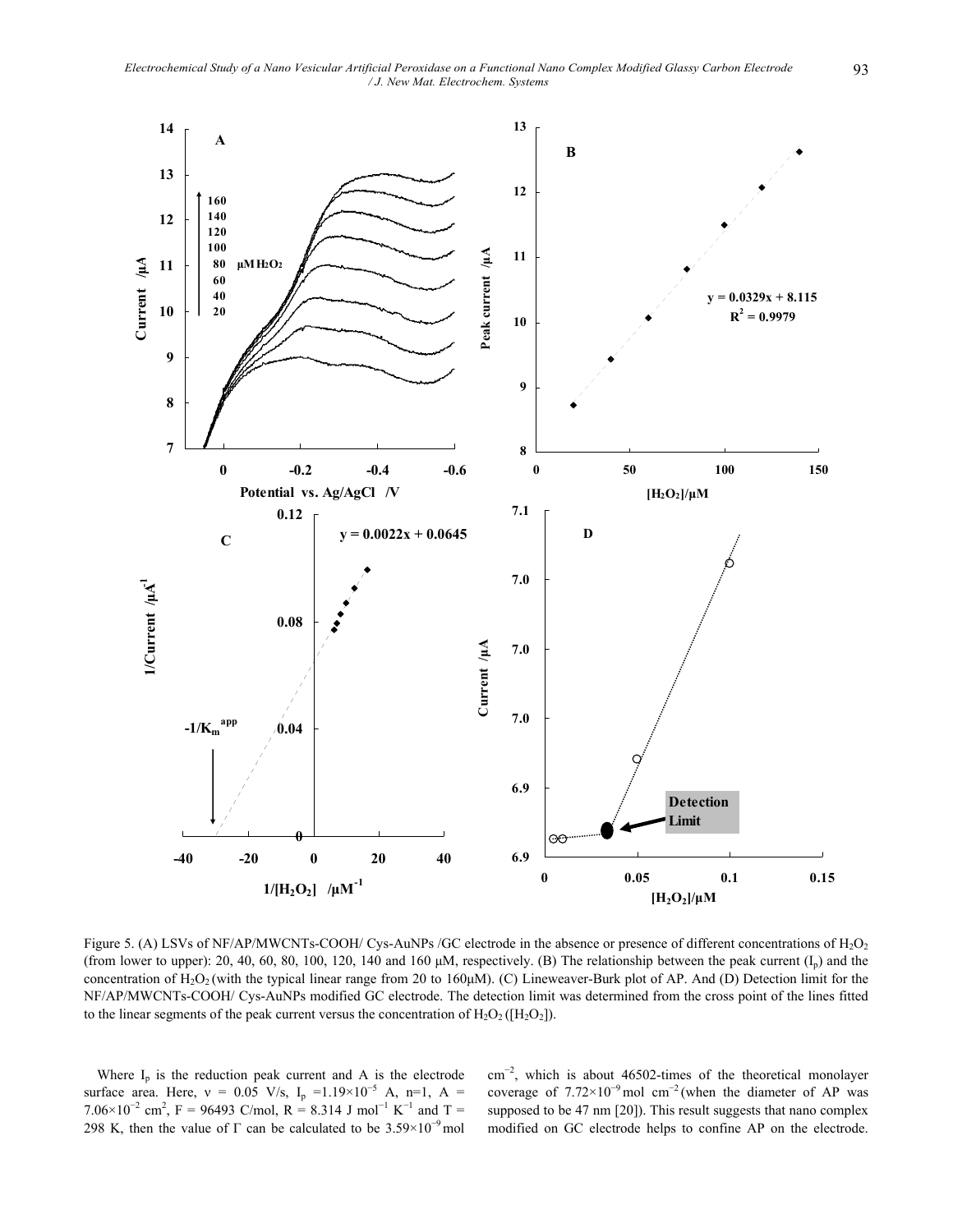Figure 5. (A) LSVs of NF/AP/MWCNTs-COOH/ Cys-AuNPs /GC electrode in the absence or presence of different concentrations of $H_2O_2$ (from lower to upper): 20, 40, 60, 80, 100, 120, 140 and 160 μM, respectively. (B) The relationship between the peak current ($I_p$) and the concentration of $H_2O_2$ (with the typical linear range from 20 to 160μM). (C) Lineweaver-Burk plot of AP. And (D) Detection limit for the NF/AP/MWCNTs-COOH/ Cys-AuNPs modified GC electrode. The detection limit was determined from the cross point of the lines fitted to the linear segments of the peak current versus the concentration of $H_2O_2$ ([$H_2O_2$]).

Where $I_p$ is the reduction peak current and A is the electrode surface area. Here, $\nu$ = 0.05 V/s, $I_p$ =$1.19\times10^{-5}$ A, n=1, A = $7.06\times10^{-2}$ cm$^2$, F = 96493 C/mol, R = 8.314 J mol$^{-1}$ K$^{-1}$ and T = 298 K, then the value of $\Gamma$ can be calculated to be $3.59\times10^{-9}$ mol cm$^{-2}$, which is about 46502-times of the theoretical monolayer coverage of $7.72\times10^{-9}$ mol cm$^{-2}$ (when the diameter of AP was supposed to be 47 nm [20]). This result suggests that nano complex modified on GC electrode helps to confine AP on the electrode.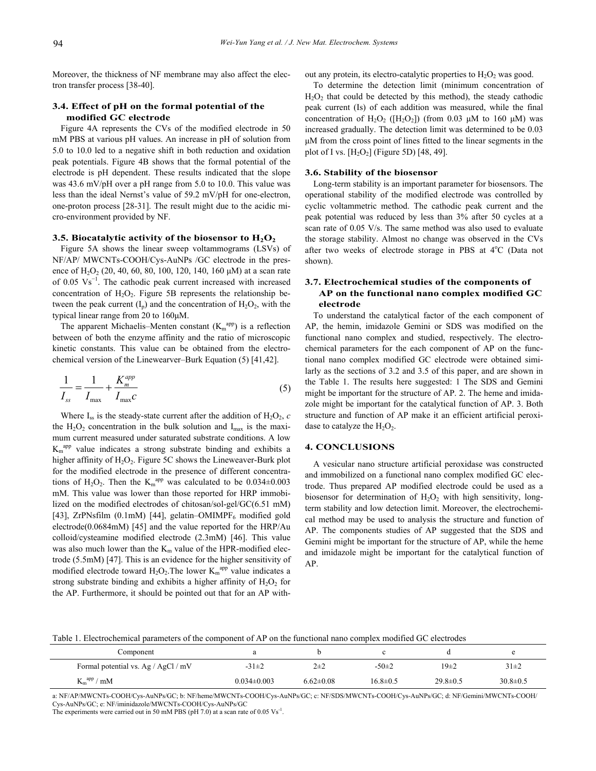Moreover, the thickness of NF membrane may also affect the electron transfer process [38-40].

### 3.4. Effect of pH on the formal potential of the modified GC electrode

Figure 4A represents the CVs of the modified electrode in 50 mM PBS at various pH values. An increase in pH of solution from 5.0 to 10.0 led to a negative shift in both reduction and oxidation peak potentials. Figure 4B shows that the formal potential of the electrode is pH dependent. These results indicated that the slope was 43.6 mV/pH over a pH range from 5.0 to 10.0. This value was less than the ideal Nernst's value of 59.2 mV/pH for one-electron, one-proton process [28-31]. The result might due to the acidic micro-environment provided by NF.

### 3.5. Biocatalytic activity of the biosensor to $H_2O_2$

Figure 5A shows the linear sweep voltammograms (LSVs) of NF/AP/ MWCNTs-COOH/Cys-AuNPs /GC electrode in the presence of $H_2O_2$ (20, 40, 60, 80, 100, 120, 140, 160 μM) at a scan rate of 0.05 $Vs^{-1}$. The cathodic peak current increased with increased concentration of $H_2O_2$. Figure 5B represents the relationship between the peak current ($I_p$) and the concentration of $H_2O_2$, with the typical linear range from 20 to 160μM.

The apparent Michaelis–Menten constant ($K_m^{app}$) is a reflection between of both the enzyme affinity and the ratio of microscopic kinetic constants. This value can be obtained from the electrochemical version of the Linewearver–Burk Equation (5) [41,42].

$$\frac{1}{I_{ss}} = \frac{1}{I_{\max}} + \frac{K_m^{app}}{I_{\max} c} \tag{5}$$

Where $I_{ss}$ is the steady-state current after the addition of $H_2O_2$, $c$ the $H_2O_2$ concentration in the bulk solution and $I_{max}$ is the maximum current measured under saturated substrate conditions. A low $K_m^{app}$ value indicates a strong substrate binding and exhibits a higher affinity of $H_2O_2$. Figure 5C shows the Lineweaver-Burk plot for the modified electrode in the presence of different concentrations of $H_2O_2$. Then the $K_m^{app}$ was calculated to be 0.034±0.003 mM. This value was lower than those reported for HRP immobilized on the modified electrodes of chitosan/sol-gel/GC(6.51 mM) [43], ZrPNsfilm (0.1mM) [44], gelatin–OMIMPF$_6$ modified gold electrode(0.0684mM) [45] and the value reported for the HRP/Au colloid/cysteamine modified electrode (2.3mM) [46]. This value was also much lower than the $K_m$ value of the HPR-modified electrode (5.5mM) [47]. This is an evidence for the higher sensitivity of modified electrode toward $H_2O_2$.The lower $K_m^{app}$ value indicates a strong substrate binding and exhibits a higher affinity of $H_2O_2$ for the AP. Furthermore, it should be pointed out that for an AP without any protein, its electro-catalytic properties to $H_2O_2$ was good.

To determine the detection limit (minimum concentration of $H_2O_2$ that could be detected by this method), the steady cathodic peak current (Is) of each addition was measured, while the final concentration of $H_2O_2$ ([$H_2O_2$]) (from 0.03 μM to 160 μM) was increased gradually. The detection limit was determined to be 0.03 μM from the cross point of lines fitted to the linear segments in the plot of I vs. [$H_2O_2$] (Figure 5D) [48, 49].

### 3.6. Stability of the biosensor

Long-term stability is an important parameter for biosensors. The operational stability of the modified electrode was controlled by cyclic voltammetric method. The cathodic peak current and the peak potential was reduced by less than 3% after 50 cycles at a scan rate of 0.05 V/s. The same method was also used to evaluate the storage stability. Almost no change was observed in the CVs after two weeks of electrode storage in PBS at 4°C (Data not shown).

### 3.7. Electrochemical studies of the components of AP on the functional nano complex modified GC electrode

To understand the catalytical factor of the each component of AP, the hemin, imidazole Gemini or SDS was modified on the functional nano complex and studied, respectively. The electrochemical parameters for the each component of AP on the functional nano complex modified GC electrode were obtained similarly as the sections of 3.2 and 3.5 of this paper, and are shown in the Table 1. The results here suggested: 1 The SDS and Gemini might be important for the structure of AP. 2. The heme and imidazole might be important for the catalytical function of AP. 3. Both structure and function of AP make it an efficient artificial peroxidase to catalyze the $H_2O_2$.

## 4. CONCLUSIONS

A vesicular nano structure artificial peroxidase was constructed and immobilized on a functional nano complex modified GC electrode. Thus prepared AP modified electrode could be used as a biosensor for determination of $H_2O_2$ with high sensitivity, long-term stability and low detection limit. Moreover, the electrochemical method may be used to analysis the structure and function of AP. The components studies of AP suggested that the SDS and Gemini might be important for the structure of AP, while the heme and imidazole might be important for the catalytical function of AP.

Table 1. Electrochemical parameters of the component of AP on the functional nano complex modified GC electrodes

| Component | a | b | c | d | e |
|---|---|---|---|---|---|
| Formal potential vs. Ag / AgCl / mV | -31±2 | 2±2 | -50±2 | 19±2 | 31±2 |
| $K_m^{app}$ / mM | 0.034±0.003 | 6.62±0.08 | 16.8±0.5 | 29.8±0.5 | 30.8±0.5 |

a: NF/AP/MWCNTs-COOH/Cys-AuNPs/GC; b: NF/heme/MWCNTs-COOH/Cys-AuNPs/GC; c: NF/SDS/MWCNTs-COOH/Cys-AuNPs/GC; d: NF/Gemini/MWCNTs-COOH/Cys-AuNPs/GC; e: NF/iminidazole/MWCNTs-COOH/Cys-AuNPs/GC

The experiments were carried out in 50 mM PBS (pH 7.0) at a scan rate of 0.05 $Vs^{-1}$.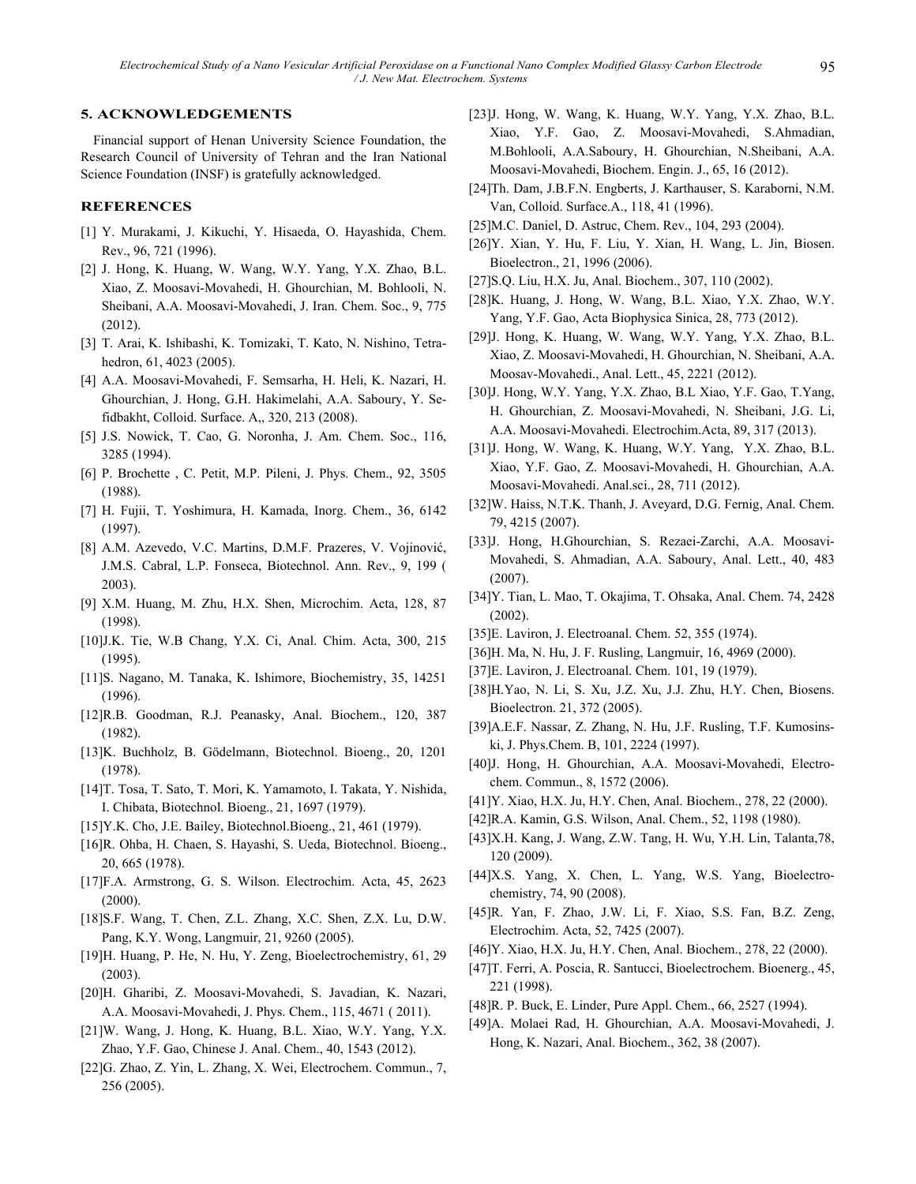## 5. ACKNOWLEDGEMENTS

Financial support of Henan University Science Foundation, the Research Council of University of Tehran and the Iran National Science Foundation (INSF) is gratefully acknowledged.

## REFERENCES

[1] Y. Murakami, J. Kikuchi, Y. Hisaeda, O. Hayashida, Chem. Rev., 96, 721 (1996).

[2] J. Hong, K. Huang, W. Wang, W.Y. Yang, Y.X. Zhao, B.L. Xiao, Z. Moosavi-Movahedi, H. Ghourchian, M. Bohlooli, N. Sheibani, A.A. Moosavi-Movahedi, J. Iran. Chem. Soc., 9, 775 (2012).

[3] T. Arai, K. Ishibashi, K. Tomizaki, T. Kato, N. Nishino, Tetrahedron, 61, 4023 (2005).

[4] A.A. Moosavi-Movahedi, F. Semsarha, H. Heli, K. Nazari, H. Ghourchian, J. Hong, G.H. Hakimelahi, A.A. Saboury, Y. Sefidbakht, Colloid. Surface. A,, 320, 213 (2008).

[5] J.S. Nowick, T. Cao, G. Noronha, J. Am. Chem. Soc., 116, 3285 (1994).

[6] P. Brochette , C. Petit, M.P. Pileni, J. Phys. Chem., 92, 3505 (1988).

[7] H. Fujii, T. Yoshimura, H. Kamada, Inorg. Chem., 36, 6142 (1997).

[8] A.M. Azevedo, V.C. Martins, D.M.F. Prazeres, V. Vojinović, J.M.S. Cabral, L.P. Fonseca, Biotechnol. Ann. Rev., 9, 199 ( 2003).

[9] X.M. Huang, M. Zhu, H.X. Shen, Microchim. Acta, 128, 87 (1998).

[10]J.K. Tie, W.B Chang, Y.X. Ci, Anal. Chim. Acta, 300, 215 (1995).

[11]S. Nagano, M. Tanaka, K. Ishimore, Biochemistry, 35, 14251 (1996).

[12]R.B. Goodman, R.J. Peanasky, Anal. Biochem., 120, 387 (1982).

[13]K. Buchholz, B. Gödelmann, Biotechnol. Bioeng., 20, 1201 (1978).

[14]T. Tosa, T. Sato, T. Mori, K. Yamamoto, I. Takata, Y. Nishida, I. Chibata, Biotechnol. Bioeng., 21, 1697 (1979).

[15]Y.K. Cho, J.E. Bailey, Biotechnol.Bioeng., 21, 461 (1979).

[16]R. Ohba, H. Chaen, S. Hayashi, S. Ueda, Biotechnol. Bioeng., 20, 665 (1978).

[17]F.A. Armstrong, G. S. Wilson. Electrochim. Acta, 45, 2623 (2000).

[18]S.F. Wang, T. Chen, Z.L. Zhang, X.C. Shen, Z.X. Lu, D.W. Pang, K.Y. Wong, Langmuir, 21, 9260 (2005).

[19]H. Huang, P. He, N. Hu, Y. Zeng, Bioelectrochemistry, 61, 29 (2003).

[20]H. Gharibi, Z. Moosavi-Movahedi, S. Javadian, K. Nazari, A.A. Moosavi-Movahedi, J. Phys. Chem., 115, 4671 ( 2011).

[21]W. Wang, J. Hong, K. Huang, B.L. Xiao, W.Y. Yang, Y.X. Zhao, Y.F. Gao, Chinese J. Anal. Chem., 40, 1543 (2012).

[22]G. Zhao, Z. Yin, L. Zhang, X. Wei, Electrochem. Commun., 7, 256 (2005).

[23]J. Hong, W. Wang, K. Huang, W.Y. Yang, Y.X. Zhao, B.L. Xiao, Y.F. Gao, Z. Moosavi-Movahedi, S.Ahmadian, M.Bohlooli, A.A.Saboury, H. Ghourchian, N.Sheibani, A.A. Moosavi-Movahedi, Biochem. Engin. J., 65, 16 (2012).

[24]Th. Dam, J.B.F.N. Engberts, J. Karthauser, S. Karaborni, N.M. Van, Colloid. Surface.A., 118, 41 (1996).

[25]M.C. Daniel, D. Astruc, Chem. Rev., 104, 293 (2004).

[26]Y. Xian, Y. Hu, F. Liu, Y. Xian, H. Wang, L. Jin, Biosen. Bioelectron., 21, 1996 (2006).

[27]S.Q. Liu, H.X. Ju, Anal. Biochem., 307, 110 (2002).

[28]K. Huang, J. Hong, W. Wang, B.L. Xiao, Y.X. Zhao, W.Y. Yang, Y.F. Gao, Acta Biophysica Sinica, 28, 773 (2012).

[29]J. Hong, K. Huang, W. Wang, W.Y. Yang, Y.X. Zhao, B.L. Xiao, Z. Moosavi-Movahedi, H. Ghourchian, N. Sheibani, A.A. Moosav-Movahedi., Anal. Lett., 45, 2221 (2012).

[30]J. Hong, W.Y. Yang, Y.X. Zhao, B.L Xiao, Y.F. Gao, T.Yang, H. Ghourchian, Z. Moosavi-Movahedi, N. Sheibani, J.G. Li, A.A. Moosavi-Movahedi. Electrochim.Acta, 89, 317 (2013).

[31]J. Hong, W. Wang, K. Huang, W.Y. Yang, Y.X. Zhao, B.L. Xiao, Y.F. Gao, Z. Moosavi-Movahedi, H. Ghourchian, A.A. Moosavi-Movahedi. Anal.sci., 28, 711 (2012).

[32]W. Haiss, N.T.K. Thanh, J. Aveyard, D.G. Fernig, Anal. Chem. 79, 4215 (2007).

[33]J. Hong, H.Ghourchian, S. Rezaei-Zarchi, A.A. Moosavi-Movahedi, S. Ahmadian, A.A. Saboury, Anal. Lett., 40, 483 (2007).

[34]Y. Tian, L. Mao, T. Okajima, T. Ohsaka, Anal. Chem. 74, 2428 (2002).

[35]E. Laviron, J. Electroanal. Chem. 52, 355 (1974).

[36]H. Ma, N. Hu, J. F. Rusling, Langmuir, 16, 4969 (2000).

[37]E. Laviron, J. Electroanal. Chem. 101, 19 (1979).

[38]H.Yao, N. Li, S. Xu, J.Z. Xu, J.J. Zhu, H.Y. Chen, Biosens. Bioelectron. 21, 372 (2005).

[39]A.E.F. Nassar, Z. Zhang, N. Hu, J.F. Rusling, T.F. Kumosinski, J. Phys.Chem. B, 101, 2224 (1997).

[40]J. Hong, H. Ghourchian, A.A. Moosavi-Movahedi, Electrochem. Commun., 8, 1572 (2006).

[41]Y. Xiao, H.X. Ju, H.Y. Chen, Anal. Biochem., 278, 22 (2000).

[42]R.A. Kamin, G.S. Wilson, Anal. Chem., 52, 1198 (1980).

[43]X.H. Kang, J. Wang, Z.W. Tang, H. Wu, Y.H. Lin, Talanta,78, 120 (2009).

[44]X.S. Yang, X. Chen, L. Yang, W.S. Yang, Bioelectrochemistry, 74, 90 (2008).

[45]R. Yan, F. Zhao, J.W. Li, F. Xiao, S.S. Fan, B.Z. Zeng, Electrochim. Acta, 52, 7425 (2007).

[46]Y. Xiao, H.X. Ju, H.Y. Chen, Anal. Biochem., 278, 22 (2000).

[47]T. Ferri, A. Poscia, R. Santucci, Bioelectrochem. Bioenerg., 45, 221 (1998).

[48]R. P. Buck, E. Linder, Pure Appl. Chem., 66, 2527 (1994).

[49]A. Molaei Rad, H. Ghourchian, A.A. Moosavi-Movahedi, J. Hong, K. Nazari, Anal. Biochem., 362, 38 (2007).